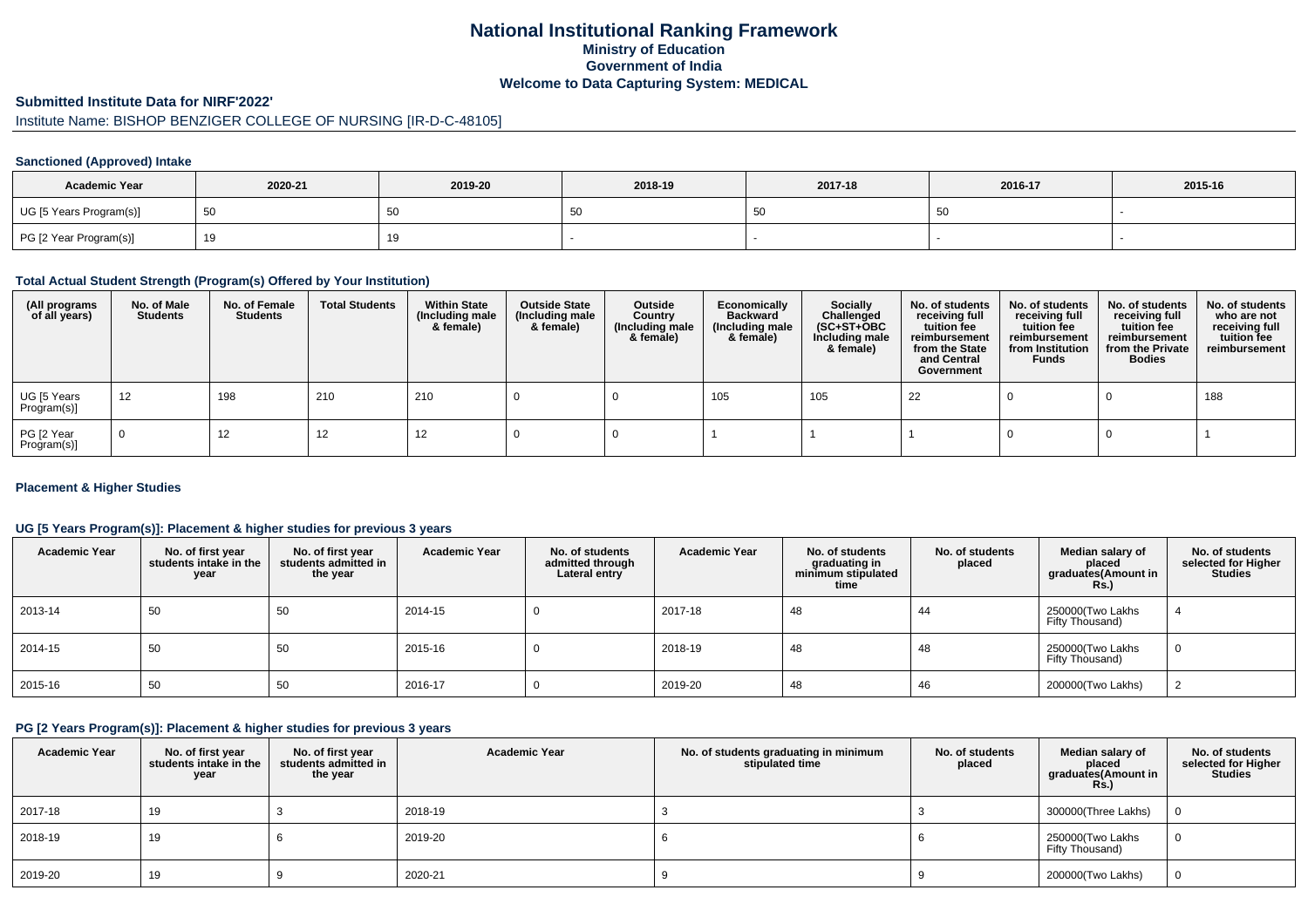# National Institutional Ranking Framework
## Ministry of Education
## Government of India
## Welcome to Data Capturing System: MEDICAL

**Submitted Institute Data for NIRF'2022'**

Institute Name: BISHOP BENZIGER COLLEGE OF NURSING [IR-D-C-48105]

### Sanctioned (Approved) Intake

| Academic Year | 2020-21 | 2019-20 | 2018-19 | 2017-18 | 2016-17 | 2015-16 |
|---|---|---|---|---|---|---|
| UG [5 Years Program(s)] | 50 | 50 | 50 | 50 | 50 | - |
| PG [2 Year Program(s)] | 19 | 19 | - | - | - | - |

### Total Actual Student Strength (Program(s) Offered by Your Institution)

| (All programs of all years) | No. of Male Students | No. of Female Students | Total Students | Within State (Including male & female) | Outside State (Including male & female) | Outside Country (Including male & female) | Economically Backward (Including male & female) | Socially Challenged (SC+ST+OBC Including male & female) | No. of students receiving full tuition fee reimbursement from the State and Central Government | No. of students receiving full tuition fee reimbursement from Institution Funds | No. of students receiving full tuition fee reimbursement from the Private Bodies | No. of students who are not receiving full tuition fee reimbursement |
|---|---|---|---|---|---|---|---|---|---|---|---|---|
| UG [5 Years Program(s)] | 12 | 198 | 210 | 210 | 0 | 0 | 105 | 105 | 22 | 0 | 0 | 188 |
| PG [2 Year Program(s)] | 0 | 12 | 12 | 12 | 0 | 0 | 1 | 1 | 1 | 0 | 0 | 1 |

### Placement & Higher Studies

### UG [5 Years Program(s)]: Placement & higher studies for previous 3 years

| Academic Year | No. of first year students intake in the year | No. of first year students admitted in the year | Academic Year | No. of students admitted through Lateral entry | Academic Year | No. of students graduating in minimum stipulated time | No. of students placed | Median salary of placed graduates(Amount in Rs.) | No. of students selected for Higher Studies |
|---|---|---|---|---|---|---|---|---|---|
| 2013-14 | 50 | 50 | 2014-15 | 0 | 2017-18 | 48 | 44 | 250000(Two Lakhs Fifty Thousand) | 4 |
| 2014-15 | 50 | 50 | 2015-16 | 0 | 2018-19 | 48 | 48 | 250000(Two Lakhs Fifty Thousand) | 0 |
| 2015-16 | 50 | 50 | 2016-17 | 0 | 2019-20 | 48 | 46 | 200000(Two Lakhs) | 2 |

### PG [2 Years Program(s)]: Placement & higher studies for previous 3 years

| Academic Year | No. of first year students intake in the year | No. of first year students admitted in the year | Academic Year | No. of students graduating in minimum stipulated time | No. of students placed | Median salary of placed graduates(Amount in Rs.) | No. of students selected for Higher Studies |
|---|---|---|---|---|---|---|---|
| 2017-18 | 19 | 3 | 2018-19 | 3 | 3 | 300000(Three Lakhs) | 0 |
| 2018-19 | 19 | 6 | 2019-20 | 6 | 6 | 250000(Two Lakhs Fifty Thousand) | 0 |
| 2019-20 | 19 | 9 | 2020-21 | 9 | 9 | 200000(Two Lakhs) | 0 |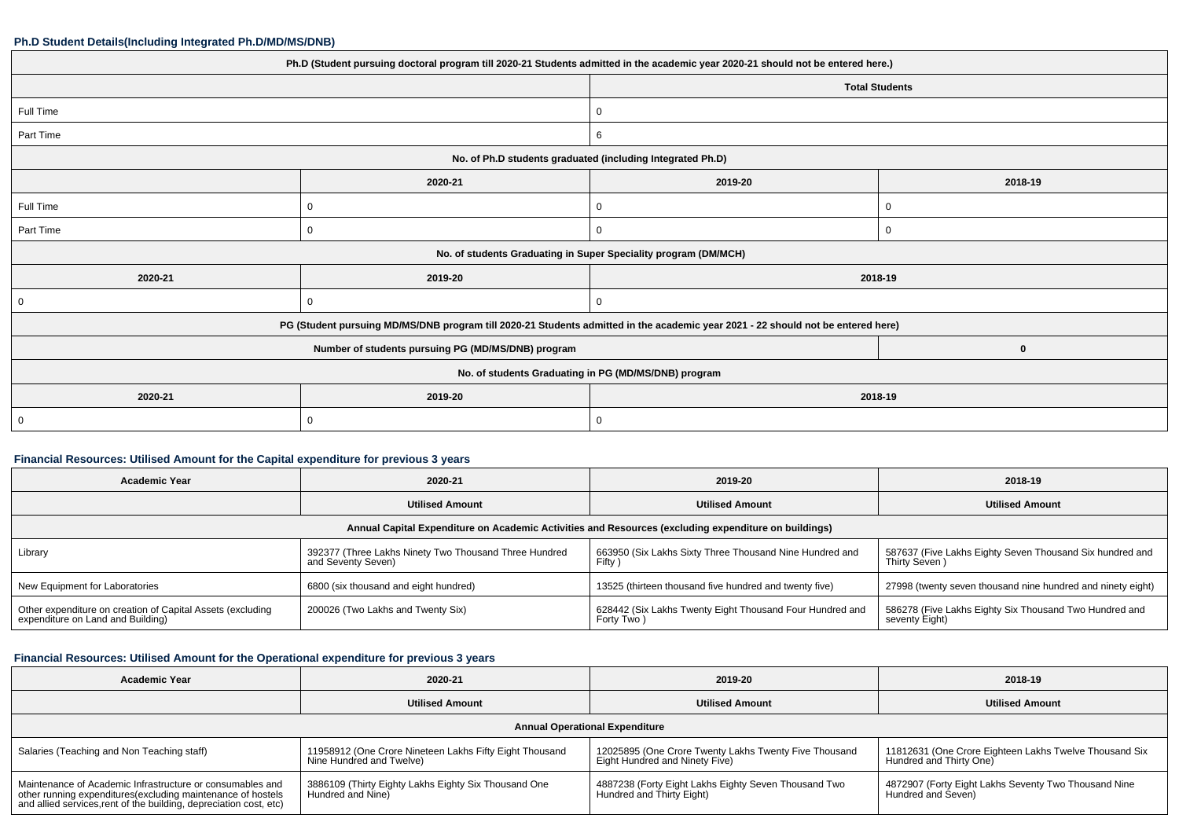### Ph.D Student Details(Including Integrated Ph.D/MD/MS/DNB)

| Ph.D (Student pursuing doctoral program till 2020-21 Students admitted in the academic year 2020-21 should not be entered here.) | | | |
|---|---|---|---|
| | | Total Students | |
| Full Time | | 0 | |
| Part Time | | 6 | |
| No. of Ph.D students graduated (including Integrated Ph.D) | | | |
| | 2020-21 | 2019-20 | 2018-19 |
| Full Time | 0 | 0 | 0 |
| Part Time | 0 | 0 | 0 |
| No. of students Graduating in Super Speciality program (DM/MCH) | | | |
| 2020-21 | 2019-20 | 2018-19 | |
| 0 | 0 | 0 | |
| PG (Student pursuing MD/MS/DNB program till 2020-21 Students admitted in the academic year 2021 - 22 should not be entered here) | | | |
| Number of students pursuing PG (MD/MS/DNB) program | | | 0 |
| No. of students Graduating in PG (MD/MS/DNB) program | | | |
| 2020-21 | 2019-20 | 2018-19 | |
| 0 | 0 | 0 | |

### Financial Resources: Utilised Amount for the Capital expenditure for previous 3 years

| Academic Year | 2020-21 | 2019-20 | 2018-19 |
|---|---|---|---|
| | Utilised Amount | Utilised Amount | Utilised Amount |
| Annual Capital Expenditure on Academic Activities and Resources (excluding expenditure on buildings) | | | |
| Library | 392377 (Three Lakhs Ninety Two Thousand Three Hundred and Seventy Seven) | 663950 (Six Lakhs Sixty Three Thousand Nine Hundred and Fifty ) | 587637 (Five Lakhs Eighty Seven Thousand Six hundred and Thirty Seven ) |
| New Equipment for Laboratories | 6800 (six thousand and eight hundred) | 13525 (thirteen thousand five hundred and twenty five) | 27998 (twenty seven thousand nine hundred and ninety eight) |
| Other expenditure on creation of Capital Assets (excluding expenditure on Land and Building) | 200026 (Two Lakhs and Twenty Six) | 628442 (Six Lakhs Twenty Eight Thousand Four Hundred and Forty Two ) | 586278 (Five Lakhs Eighty Six Thousand Two Hundred and seventy Eight) |

### Financial Resources: Utilised Amount for the Operational expenditure for previous 3 years

| Academic Year | 2020-21 | 2019-20 | 2018-19 |
|---|---|---|---|
| | Utilised Amount | Utilised Amount | Utilised Amount |
| Annual Operational Expenditure | | | |
| Salaries (Teaching and Non Teaching staff) | 11958912 (One Crore Nineteen Lakhs Fifty Eight Thousand Nine Hundred and Twelve) | 12025895 (One Crore Twenty Lakhs Twenty Five Thousand Eight Hundred and Ninety Five) | 11812631 (One Crore Eighteen Lakhs Twelve Thousand Six Hundred and Thirty One) |
| Maintenance of Academic Infrastructure or consumables and other running expenditures(excluding maintenance of hostels and allied services,rent of the building, depreciation cost, etc) | 3886109 (Thirty Eighty Lakhs Eighty Six Thousand One Hundred and Nine) | 4887238 (Forty Eight Lakhs Eighty Seven Thousand Two Hundred and Thirty Eight) | 4872907 (Forty Eight Lakhs Seventy Two Thousand Nine Hundred and Seven) |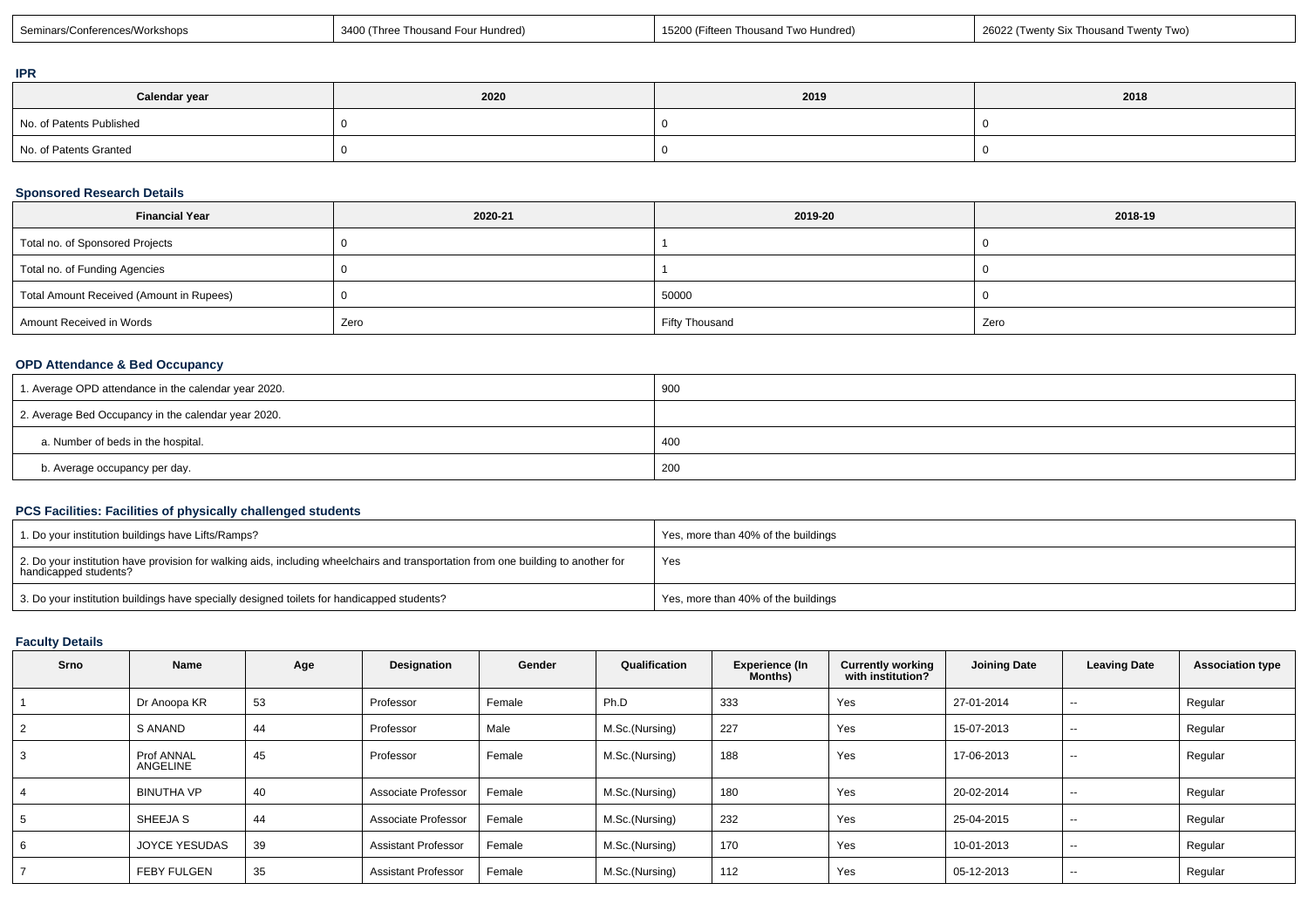| Seminars/Conferences/Workshops | 3400 (Three Thousand Four Hundred) | 15200 (Fifteen Thousand Two Hundred) | 26022 (Twenty Six Thousand Twenty Two) |
|---|---|---|---|

### IPR

| Calendar year | 2020 | 2019 | 2018 |
|---|---|---|---|
| No. of Patents Published | 0 | 0 | 0 |
| No. of Patents Granted | 0 | 0 | 0 |

### Sponsored Research Details

| Financial Year | 2020-21 | 2019-20 | 2018-19 |
|---|---|---|---|
| Total no. of Sponsored Projects | 0 | 1 | 0 |
| Total no. of Funding Agencies | 0 | 1 | 0 |
| Total Amount Received (Amount in Rupees) | 0 | 50000 | 0 |
| Amount Received in Words | Zero | Fifty Thousand | Zero |

### OPD Attendance & Bed Occupancy

| | |
|---|---|
| 1. Average OPD attendance in the calendar year 2020. | 900 |
| 2. Average Bed Occupancy in the calendar year 2020. | |
| a. Number of beds in the hospital. | 400 |
| b. Average occupancy per day. | 200 |

### PCS Facilities: Facilities of physically challenged students

| | |
|---|---|
| 1. Do your institution buildings have Lifts/Ramps? | Yes, more than 40% of the buildings |
| 2. Do your institution have provision for walking aids, including wheelchairs and transportation from one building to another for handicapped students? | Yes |
| 3. Do your institution buildings have specially designed toilets for handicapped students? | Yes, more than 40% of the buildings |

### Faculty Details

| Srno | Name | Age | Designation | Gender | Qualification | Experience (In Months) | Currently working with institution? | Joining Date | Leaving Date | Association type |
|---|---|---|---|---|---|---|---|---|---|---|
| 1 | Dr Anoopa KR | 53 | Professor | Female | Ph.D | 333 | Yes | 27-01-2014 | -- | Regular |
| 2 | S ANAND | 44 | Professor | Male | M.Sc.(Nursing) | 227 | Yes | 15-07-2013 | -- | Regular |
| 3 | Prof ANNAL ANGELINE | 45 | Professor | Female | M.Sc.(Nursing) | 188 | Yes | 17-06-2013 | -- | Regular |
| 4 | BINUTHA VP | 40 | Associate Professor | Female | M.Sc.(Nursing) | 180 | Yes | 20-02-2014 | -- | Regular |
| 5 | SHEEJA S | 44 | Associate Professor | Female | M.Sc.(Nursing) | 232 | Yes | 25-04-2015 | -- | Regular |
| 6 | JOYCE YESUDAS | 39 | Assistant Professor | Female | M.Sc.(Nursing) | 170 | Yes | 10-01-2013 | -- | Regular |
| 7 | FEBY FULGEN | 35 | Assistant Professor | Female | M.Sc.(Nursing) | 112 | Yes | 05-12-2013 | -- | Regular |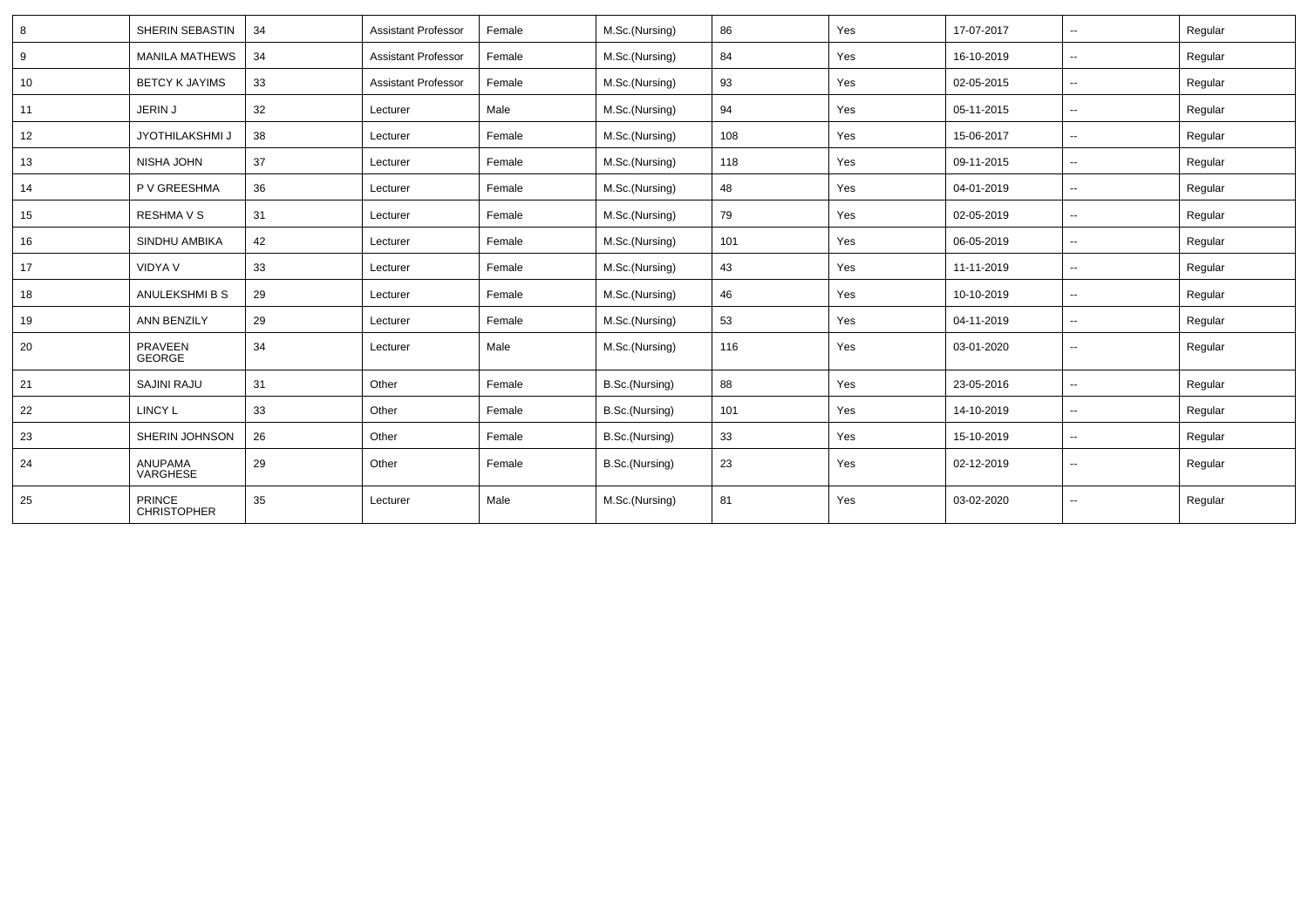| | | | | | | | | | | |
|---|---|---|---|---|---|---|---|---|---|---|
| 8 | SHERIN SEBASTIN | 34 | Assistant Professor | Female | M.Sc.(Nursing) | 86 | Yes | 17-07-2017 | -- | Regular |
| 9 | MANILA MATHEWS | 34 | Assistant Professor | Female | M.Sc.(Nursing) | 84 | Yes | 16-10-2019 | -- | Regular |
| 10 | BETCY K JAYIMS | 33 | Assistant Professor | Female | M.Sc.(Nursing) | 93 | Yes | 02-05-2015 | -- | Regular |
| 11 | JERIN J | 32 | Lecturer | Male | M.Sc.(Nursing) | 94 | Yes | 05-11-2015 | -- | Regular |
| 12 | JYOTHILAKSHMI J | 38 | Lecturer | Female | M.Sc.(Nursing) | 108 | Yes | 15-06-2017 | -- | Regular |
| 13 | NISHA JOHN | 37 | Lecturer | Female | M.Sc.(Nursing) | 118 | Yes | 09-11-2015 | -- | Regular |
| 14 | P V GREESHMA | 36 | Lecturer | Female | M.Sc.(Nursing) | 48 | Yes | 04-01-2019 | -- | Regular |
| 15 | RESHMA V S | 31 | Lecturer | Female | M.Sc.(Nursing) | 79 | Yes | 02-05-2019 | -- | Regular |
| 16 | SINDHU AMBIKA | 42 | Lecturer | Female | M.Sc.(Nursing) | 101 | Yes | 06-05-2019 | -- | Regular |
| 17 | VIDYA V | 33 | Lecturer | Female | M.Sc.(Nursing) | 43 | Yes | 11-11-2019 | -- | Regular |
| 18 | ANULEKSHMI B S | 29 | Lecturer | Female | M.Sc.(Nursing) | 46 | Yes | 10-10-2019 | -- | Regular |
| 19 | ANN BENZILY | 29 | Lecturer | Female | M.Sc.(Nursing) | 53 | Yes | 04-11-2019 | -- | Regular |
| 20 | PRAVEEN GEORGE | 34 | Lecturer | Male | M.Sc.(Nursing) | 116 | Yes | 03-01-2020 | -- | Regular |
| 21 | SAJINI RAJU | 31 | Other | Female | B.Sc.(Nursing) | 88 | Yes | 23-05-2016 | -- | Regular |
| 22 | LINCY L | 33 | Other | Female | B.Sc.(Nursing) | 101 | Yes | 14-10-2019 | -- | Regular |
| 23 | SHERIN JOHNSON | 26 | Other | Female | B.Sc.(Nursing) | 33 | Yes | 15-10-2019 | -- | Regular |
| 24 | ANUPAMA VARGHESE | 29 | Other | Female | B.Sc.(Nursing) | 23 | Yes | 02-12-2019 | -- | Regular |
| 25 | PRINCE CHRISTOPHER | 35 | Lecturer | Male | M.Sc.(Nursing) | 81 | Yes | 03-02-2020 | -- | Regular |